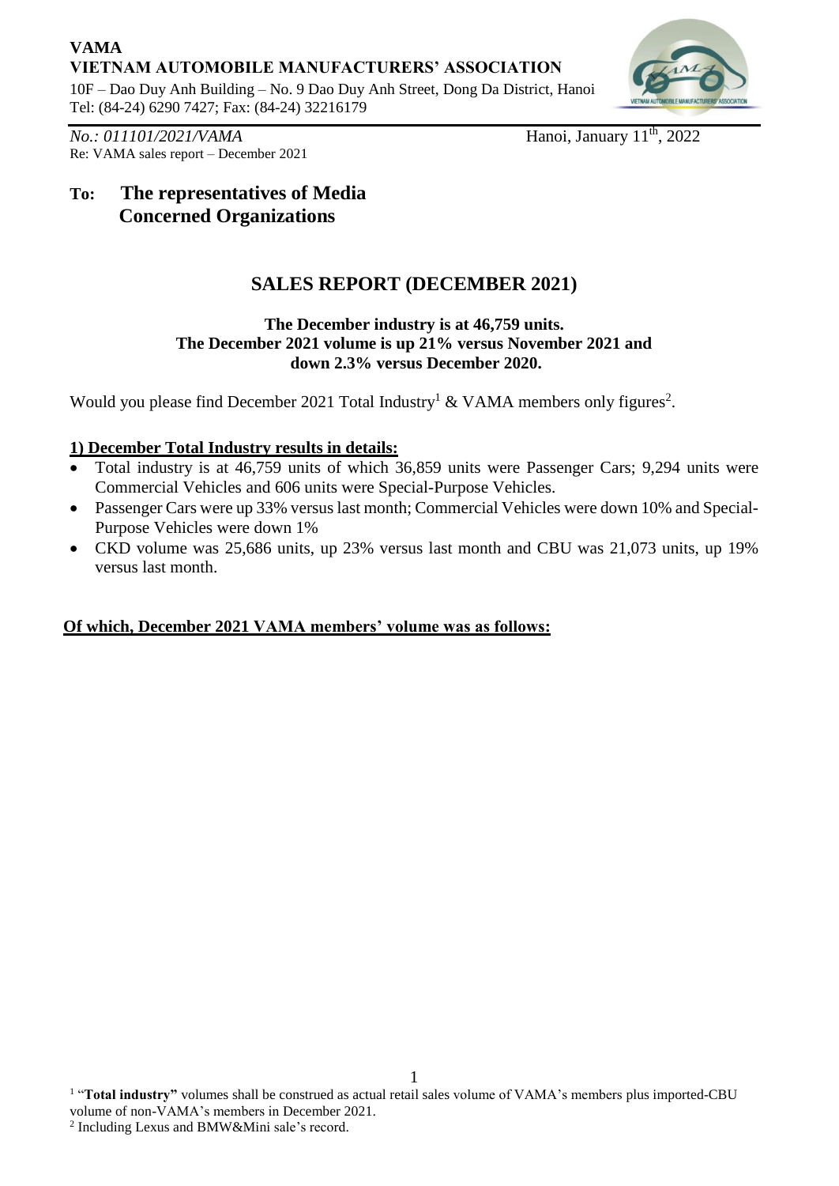**VAMA**
**VIETNAM AUTOMOBILE MANUFACTURERS' ASSOCIATION**
10F – Dao Duy Anh Building – No. 9 Dao Duy Anh Street, Dong Da District, Hanoi
Tel: (84-24) 6290 7427; Fax: (84-24) 32216179

*No.: 011101/2021/VAMA* Hanoi, January 11th, 2022
Re: VAMA sales report – December 2021

**To: The representatives of Media**
**Concerned Organizations**

## SALES REPORT (DECEMBER 2021)

**The December industry is at 46,759 units.**
**The December 2021 volume is up 21% versus November 2021 and down 2.3% versus December 2020.**

Would you please find December 2021 Total Industry[1] & VAMA members only figures[2].

**1) December Total Industry results in details:**

- Total industry is at 46,759 units of which 36,859 units were Passenger Cars; 9,294 units were Commercial Vehicles and 606 units were Special-Purpose Vehicles.
- Passenger Cars were up 33% versus last month; Commercial Vehicles were down 10% and Special-Purpose Vehicles were down 1%
- CKD volume was 25,686 units, up 23% versus last month and CBU was 21,073 units, up 19% versus last month.

**Of which, December 2021 VAMA members' volume was as follows:**

[1] "**Total industry"** volumes shall be construed as actual retail sales volume of VAMA's members plus imported-CBU volume of non-VAMA's members in December 2021.
[2] Including Lexus and BMW&Mini sale's record.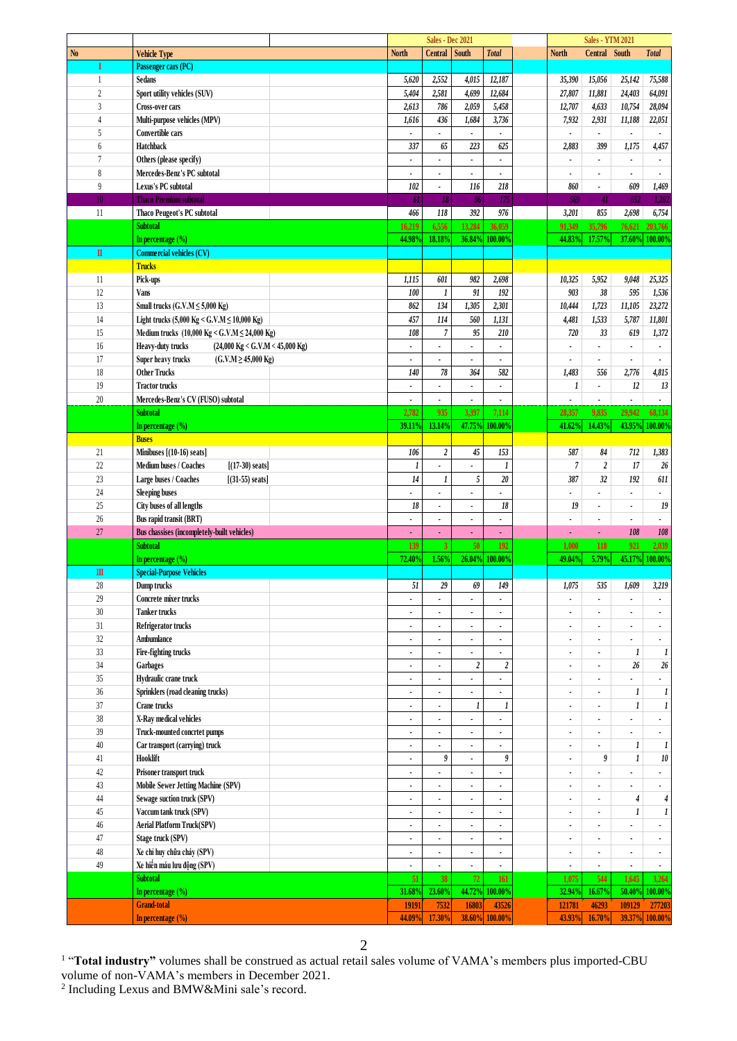| No | Vehicle Type | Sales - Dec 2021 North | Sales - Dec 2021 Central | Sales - Dec 2021 South | Sales - Dec 2021 Total | Sales - YTM 2021 North | Sales - YTM 2021 Central | Sales - YTM 2021 South | Sales - YTM 2021 Total |
|---|---|---|---|---|---|---|---|---|---|
| I | Passenger cars (PC) | | | | | | | | |
| 1 | Sedans | 5,620 | 2,552 | 4,015 | 12,187 | 35,390 | 15,056 | 25,142 | 75,588 |
| 2 | Sport utility vehicles (SUV) | 5,404 | 2,581 | 4,699 | 12,684 | 27,807 | 11,881 | 24,403 | 64,091 |
| 3 | Cross-over cars | 2,613 | 786 | 2,059 | 5,458 | 12,707 | 4,633 | 10,754 | 28,094 |
| 4 | Multi-purpose vehicles (MPV) | 1,616 | 436 | 1,684 | 3,736 | 7,932 | 2,931 | 11,188 | 22,051 |
| 5 | Convertible cars | - | - | - | - | - | - | - | - |
| 6 | Hatchback | 337 | 65 | 223 | 625 | 2,883 | 399 | 1,175 | 4,457 |
| 7 | Others (please specify) | - | - | - | - | - | - | - | - |
| 8 | Mercedes-Benz's PC subtotal | - | - | - | - | - | - | - | - |
| 9 | Lexus's PC subtotal | 102 | - | 116 | 218 | 860 | - | 609 | 1,469 |
| 10 | Thaco Premium subtotal | 61 | 18 | 96 | 175 | 569 | 41 | 652 | 1,262 |
| 11 | Thaco Peugeot's PC subtotal | 466 | 118 | 392 | 976 | 3,201 | 855 | 2,698 | 6,754 |
| | Subtotal | 16,219 | 6,556 | 13,284 | 36,059 | 91,349 | 35,796 | 76,621 | 203,766 |
| | In percentage (%) | 44.98% | 18.18% | 36.84% | 100.00% | 44.83% | 17.57% | 37.60% | 100.00% |
| II | Commercial vehicles (CV) | | | | | | | | |
| | Trucks | | | | | | | | |
| 11 | Pick-ups | 1,115 | 601 | 982 | 2,698 | 10,325 | 5,952 | 9,048 | 25,325 |
| 12 | Vans | 100 | 1 | 91 | 192 | 903 | 38 | 595 | 1,536 |
| 13 | Small trucks (G.V.M ≤ 5,000 Kg) | 862 | 134 | 1,305 | 2,301 | 10,444 | 1,723 | 11,105 | 23,272 |
| 14 | Light trucks (5,000 Kg < G.V.M ≤ 10,000 Kg) | 457 | 114 | 560 | 1,131 | 4,481 | 1,533 | 5,787 | 11,801 |
| 15 | Medium trucks (10,000 Kg < G.V.M ≤ 24,000 Kg) | 108 | 7 | 95 | 210 | 720 | 33 | 619 | 1,372 |
| 16 | Heavy-duty trucks (24,000 Kg < G.V.M < 45,000 Kg) | - | - | - | - | - | - | - | - |
| 17 | Super heavy trucks (G.V.M ≥ 45,000 Kg) | - | - | - | - | - | - | - | - |
| 18 | Other Trucks | 140 | 78 | 364 | 582 | 1,483 | 556 | 2,776 | 4,815 |
| 19 | Tractor trucks | - | - | - | - | 1 | - | 12 | 13 |
| 20 | Mercedes-Benz's CV (FUSO) subtotal | - | - | - | - | - | - | - | - |
| | Subtotal | 2,782 | 935 | 3,397 | 7,114 | 28,357 | 9,835 | 29,942 | 68,134 |
| | In percentage (%) | 39.11% | 13.14% | 47.75% | 100.00% | 41.62% | 14.43% | 43.95% | 100.00% |
| | Buses | | | | | | | | |
| 21 | Minibuses [(10-16) seats] | 106 | 2 | 45 | 153 | 587 | 84 | 712 | 1,383 |
| 22 | Medium buses / Coaches [(17-30) seats] | 1 | - | - | 1 | 7 | 2 | 17 | 26 |
| 23 | Large buses / Coaches [(31-55) seats] | 14 | 1 | 5 | 20 | 387 | 32 | 192 | 611 |
| 24 | Sleeping buses | - | - | - | - | - | - | - | - |
| 25 | City buses of all lengths | 18 | - | - | 18 | 19 | - | - | 19 |
| 26 | Bus rapid transit (BRT) | - | - | - | - | - | - | - | - |
| 27 | Bus chassises (incompletely-built vehicles) | - | - | - | - | - | - | 108 | 108 |
| | Subtotal | 139 | 3 | 50 | 192 | 1,000 | 118 | 921 | 2,039 |
| | In percentage (%) | 72.40% | 1.56% | 26.04% | 100.00% | 49.04% | 5.79% | 45.17% | 100.00% |
| III | Special-Purpose Vehicles | | | | | | | | |
| 28 | Dump trucks | 51 | 29 | 69 | 149 | 1,075 | 535 | 1,609 | 3,219 |
| 29 | Concrete mixer trucks | - | - | - | - | - | - | - | - |
| 30 | Tanker trucks | - | - | - | - | - | - | - | - |
| 31 | Refrigerator trucks | - | - | - | - | - | - | - | - |
| 32 | Ambumlance | - | - | - | - | - | - | - | - |
| 33 | Fire-fighting trucks | - | - | - | - | - | - | 1 | 1 |
| 34 | Garbages | - | - | 2 | 2 | - | - | 26 | 26 |
| 35 | Hydraulic crane truck | - | - | - | - | - | - | - | - |
| 36 | Sprinklers (road cleaning trucks) | - | - | - | - | - | - | 1 | 1 |
| 37 | Crane trucks | - | - | 1 | 1 | - | - | 1 | 1 |
| 38 | X-Ray medical vehicles | - | - | - | - | - | - | - | - |
| 39 | Truck-mounted concrtet pumps | - | - | - | - | - | - | - | - |
| 40 | Car transport (carrying) truck | - | - | - | - | - | - | 1 | 1 |
| 41 | Hooklift | - | 9 | - | 9 | - | 9 | 1 | 10 |
| 42 | Prisoner transport truck | - | - | - | - | - | - | - | - |
| 43 | Mobile Sewer Jetting Machine (SPV) | - | - | - | - | - | - | - | - |
| 44 | Sewage suction truck (SPV) | - | - | - | - | - | - | 4 | 4 |
| 45 | Vaccum tank truck (SPV) | - | - | - | - | - | - | 1 | 1 |
| 46 | Aerial Platform Truck(SPV) | - | - | - | - | - | - | - | - |
| 47 | Stage truck (SPV) | - | - | - | - | - | - | - | - |
| 48 | Xe chỉ huy chữa cháy (SPV) | - | - | - | - | - | - | - | - |
| 49 | Xe hiến máu lưu động (SPV) | - | - | - | - | - | - | - | - |
| | Subtotal | 51 | 38 | 72 | 161 | 1,075 | 544 | 1,645 | 3,264 |
| | In percentage (%) | 31.68% | 23.60% | 44.72% | 100.00% | 32.94% | 16.67% | 50.40% | 100.00% |
| | Grand-total | 19191 | 7532 | 16803 | 43526 | 121781 | 46293 | 109129 | 277203 |
| | In percentage (%) | 44.09% | 17.30% | 38.60% | 100.00% | 43.93% | 16.70% | 39.37% | 100.00% |

[1] "**Total industry**" volumes shall be construed as actual retail sales volume of VAMA's members plus imported-CBU volume of non-VAMA's members in December 2021.

[2] Including Lexus and BMW&Mini sale's record.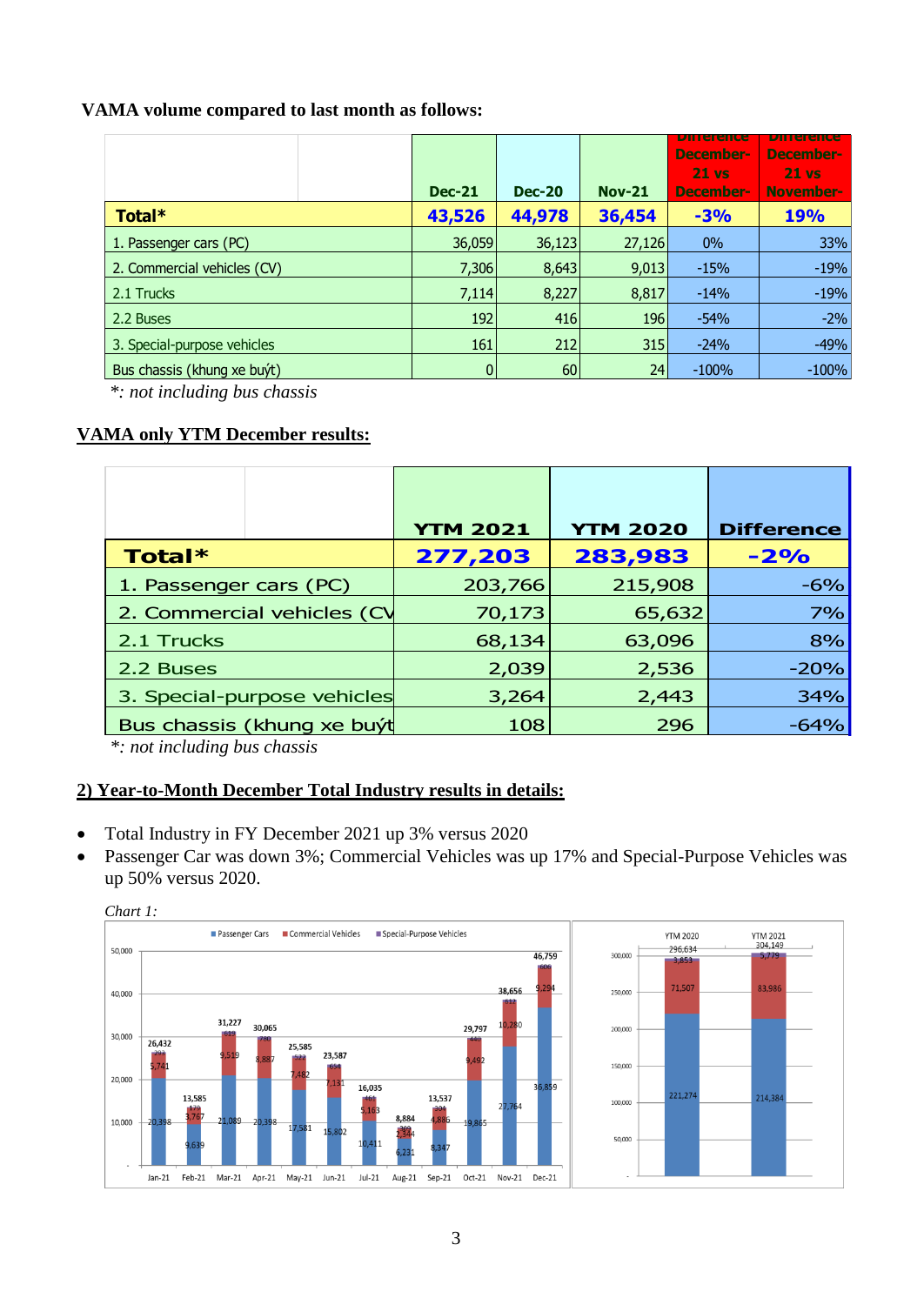**VAMA volume compared to last month as follows:**

| | Dec-21 | Dec-20 | Nov-21 | Difference December-21 vs December- | Difference December-21 vs November- |
|---|---|---|---|---|---|
| **Total*** | **43,526** | **44,978** | **36,454** | **-3%** | **19%** |
| 1. Passenger cars (PC) | 36,059 | 36,123 | 27,126 | 0% | 33% |
| 2. Commercial vehicles (CV) | 7,306 | 8,643 | 9,013 | -15% | -19% |
| 2.1 Trucks | 7,114 | 8,227 | 8,817 | -14% | -19% |
| 2.2 Buses | 192 | 416 | 196 | -54% | -2% |
| 3. Special-purpose vehicles | 161 | 212 | 315 | -24% | -49% |
| Bus chassis (khung xe buýt) | 0 | 60 | 24 | -100% | -100% |

*\*: not including bus chassis*

**VAMA only YTM December results:**

| | YTM 2021 | YTM 2020 | Difference |
|---|---|---|---|
| **Total*** | **277,203** | **283,983** | **-2%** |
| 1. Passenger cars (PC) | 203,766 | 215,908 | -6% |
| 2. Commercial vehicles (CV | 70,173 | 65,632 | 7% |
| 2.1 Trucks | 68,134 | 63,096 | 8% |
| 2.2 Buses | 2,039 | 2,536 | -20% |
| 3. Special-purpose vehicles | 3,264 | 2,443 | 34% |
| Bus chassis (khung xe buýt | 108 | 296 | -64% |

*\*: not including bus chassis*

**2) Year-to-Month December Total Industry results in details:**

- Total Industry in FY December 2021 up 3% versus 2020
- Passenger Car was down 3%; Commercial Vehicles was up 17% and Special-Purpose Vehicles was up 50% versus 2020.

*Chart 1:*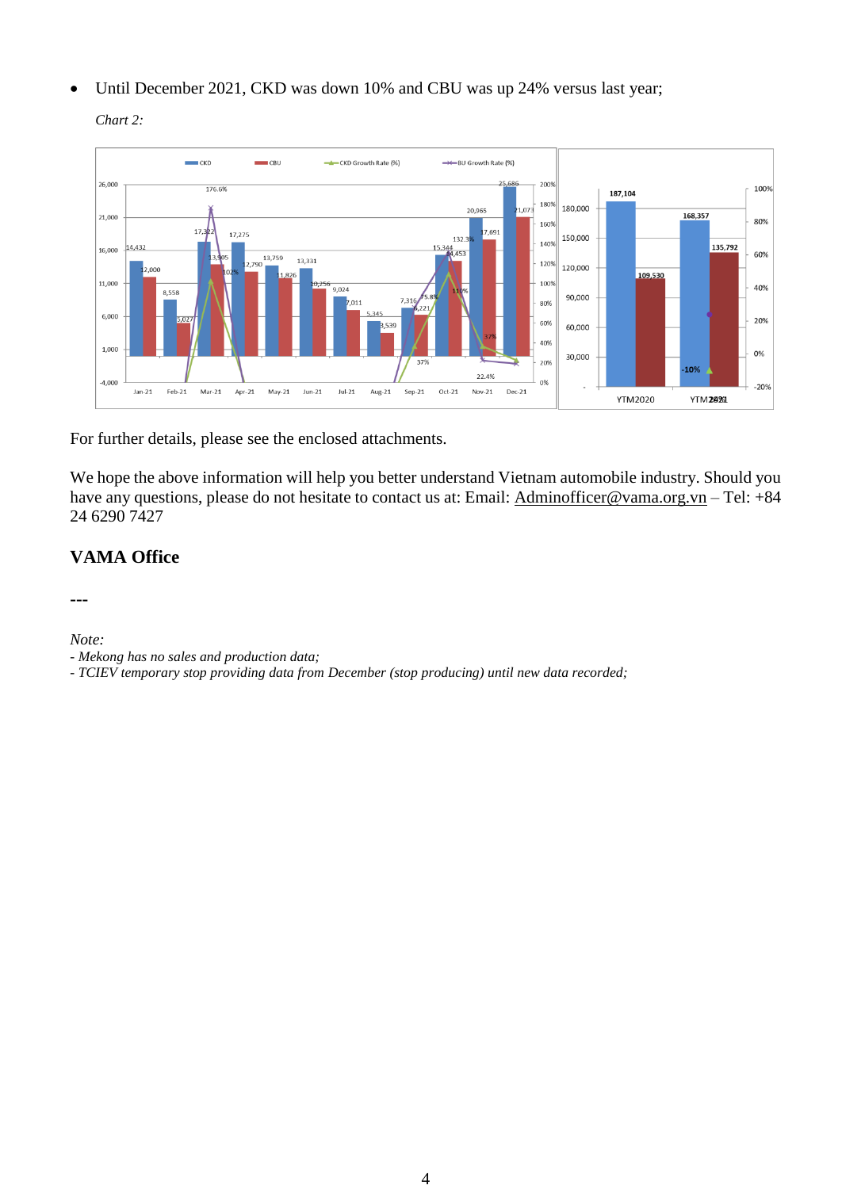- Until December 2021, CKD was down 10% and CBU was up 24% versus last year;

*Chart 2:*

CKD
CBU
CKD Growth Rate (%)
BU Growth Rate (%)

26,000
21,000
16,000
11,000
6,000
1,000
-4,000

200%
180%
160%
140%
120%
100%
80%
60%
40%
20%
0%

Jan-21
Feb-21
Mar-21
Apr-21
May-21
Jun-21
Jul-21
Aug-21
Sep-21
Oct-21
Nov-21
Dec-21

14,432
12,000
8,558
5,027
17,322
13,905
176.6%
102%
17,275
12,790
13,759
11,826
13,331
10,256
9,024
7,011
5,345
3,539
7,316
6,221
75.8%
37%
15,344
14,453
132.3%
110%
20,965
17,691
37%
22.4%
25,686
21,073

180,000
150,000
120,000
90,000
60,000
30,000
-

100%
80%
60%
40%
20%
0%
-20%

187,104
109,530
168,357
135,792
-10%

YTM2020
YTM2021

For further details, please see the enclosed attachments.

We hope the above information will help you better understand Vietnam automobile industry. Should you have any questions, please do not hesitate to contact us at: Email: Adminofficer@vama.org.vn – Tel: +84 24 6290 7427

## VAMA Office

---

*Note:*

*- Mekong has no sales and production data;*

*- TCIEV temporary stop providing data from December (stop producing) until new data recorded;*